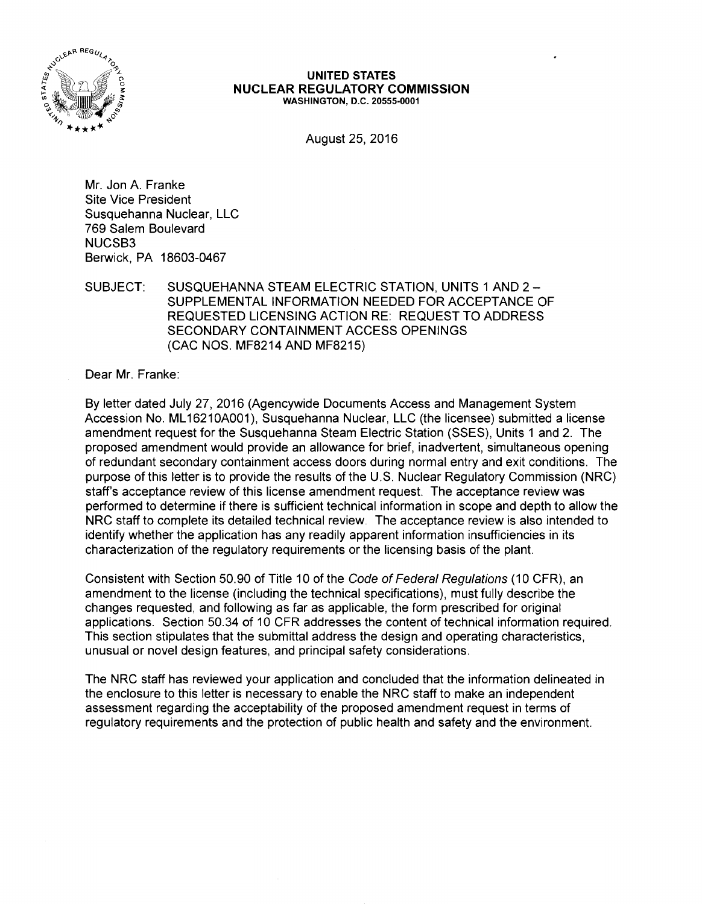**UNITED STATES**
**NUCLEAR REGULATORY COMMISSION**
WASHINGTON, D.C. 20555-0001

August 25, 2016

Mr. Jon A. Franke
Site Vice President
Susquehanna Nuclear, LLC
769 Salem Boulevard
NUCSB3
Berwick, PA 18603-0467

SUBJECT: SUSQUEHANNA STEAM ELECTRIC STATION, UNITS 1 AND 2 – SUPPLEMENTAL INFORMATION NEEDED FOR ACCEPTANCE OF REQUESTED LICENSING ACTION RE: REQUEST TO ADDRESS SECONDARY CONTAINMENT ACCESS OPENINGS (CAC NOS. MF8214 AND MF8215)

Dear Mr. Franke:

By letter dated July 27, 2016 (Agencywide Documents Access and Management System Accession No. ML16210A001), Susquehanna Nuclear, LLC (the licensee) submitted a license amendment request for the Susquehanna Steam Electric Station (SSES), Units 1 and 2. The proposed amendment would provide an allowance for brief, inadvertent, simultaneous opening of redundant secondary containment access doors during normal entry and exit conditions. The purpose of this letter is to provide the results of the U.S. Nuclear Regulatory Commission (NRC) staff's acceptance review of this license amendment request. The acceptance review was performed to determine if there is sufficient technical information in scope and depth to allow the NRC staff to complete its detailed technical review. The acceptance review is also intended to identify whether the application has any readily apparent information insufficiencies in its characterization of the regulatory requirements or the licensing basis of the plant.

Consistent with Section 50.90 of Title 10 of the *Code of Federal Regulations* (10 CFR), an amendment to the license (including the technical specifications), must fully describe the changes requested, and following as far as applicable, the form prescribed for original applications. Section 50.34 of 10 CFR addresses the content of technical information required. This section stipulates that the submittal address the design and operating characteristics, unusual or novel design features, and principal safety considerations.

The NRC staff has reviewed your application and concluded that the information delineated in the enclosure to this letter is necessary to enable the NRC staff to make an independent assessment regarding the acceptability of the proposed amendment request in terms of regulatory requirements and the protection of public health and safety and the environment.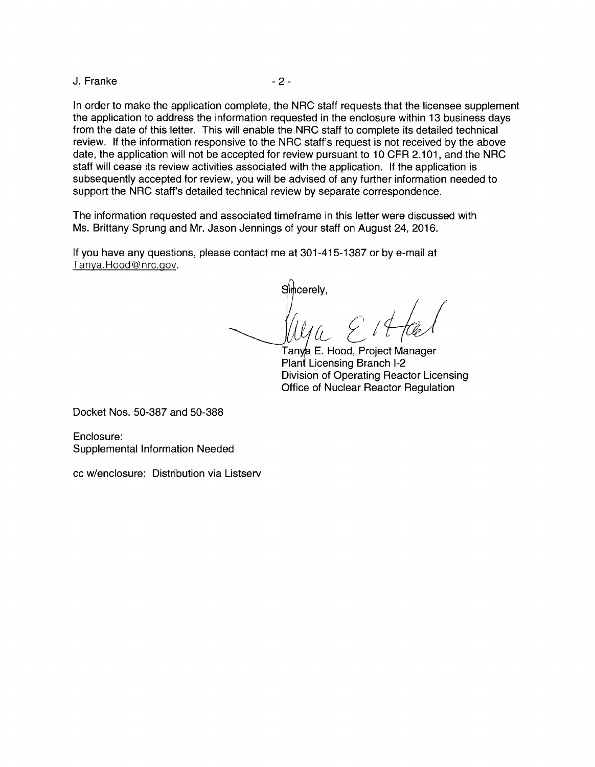In order to make the application complete, the NRC staff requests that the licensee supplement the application to address the information requested in the enclosure within 13 business days from the date of this letter. This will enable the NRC staff to complete its detailed technical review. If the information responsive to the NRC staff's request is not received by the above date, the application will not be accepted for review pursuant to 10 CFR 2.101, and the NRC staff will cease its review activities associated with the application. If the application is subsequently accepted for review, you will be advised of any further information needed to support the NRC staff's detailed technical review by separate correspondence.

The information requested and associated timeframe in this letter were discussed with Ms. Brittany Sprung and Mr. Jason Jennings of your staff on August 24, 2016.

If you have any questions, please contact me at 301-415-1387 or by e-mail at Tanya.Hood@nrc.gov.

Sincerely,

Tanya E. Hood, Project Manager
Plant Licensing Branch I-2
Division of Operating Reactor Licensing
Office of Nuclear Reactor Regulation

Docket Nos. 50-387 and 50-388

Enclosure:
Supplemental Information Needed

cc w/enclosure: Distribution via Listserv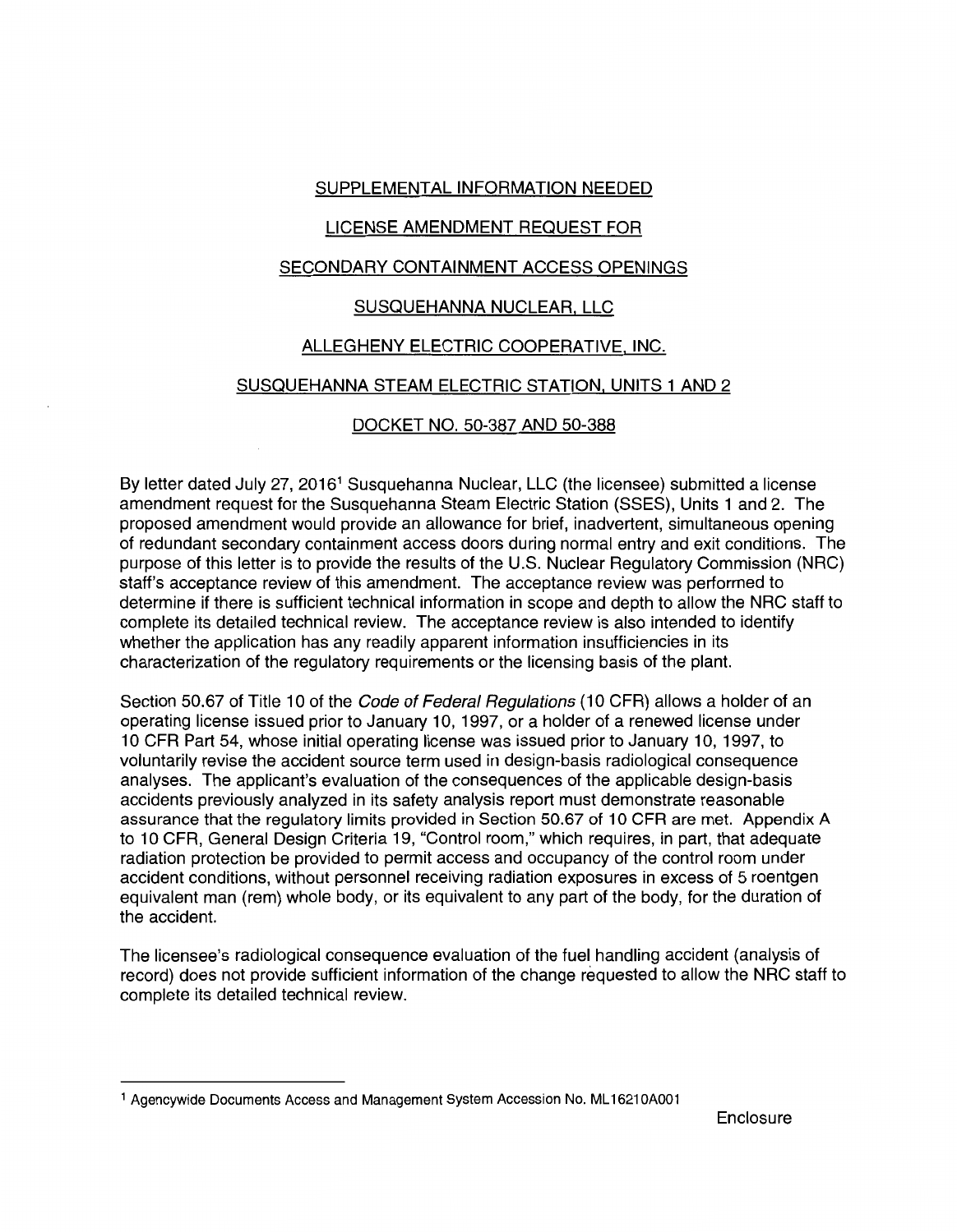SUPPLEMENTAL INFORMATION NEEDED

LICENSE AMENDMENT REQUEST FOR

SECONDARY CONTAINMENT ACCESS OPENINGS

SUSQUEHANNA NUCLEAR, LLC

ALLEGHENY ELECTRIC COOPERATIVE, INC.

SUSQUEHANNA STEAM ELECTRIC STATION, UNITS 1 AND 2

DOCKET NO. 50-387 AND 50-388

By letter dated July 27, 2016[1] Susquehanna Nuclear, LLC (the licensee) submitted a license amendment request for the Susquehanna Steam Electric Station (SSES), Units 1 and 2. The proposed amendment would provide an allowance for brief, inadvertent, simultaneous opening of redundant secondary containment access doors during normal entry and exit conditions. The purpose of this letter is to provide the results of the U.S. Nuclear Regulatory Commission (NRC) staff's acceptance review of this amendment. The acceptance review was performed to determine if there is sufficient technical information in scope and depth to allow the NRC staff to complete its detailed technical review. The acceptance review is also intended to identify whether the application has any readily apparent information insufficiencies in its characterization of the regulatory requirements or the licensing basis of the plant.

Section 50.67 of Title 10 of the *Code of Federal Regulations* (10 CFR) allows a holder of an operating license issued prior to January 10, 1997, or a holder of a renewed license under 10 CFR Part 54, whose initial operating license was issued prior to January 10, 1997, to voluntarily revise the accident source term used in design-basis radiological consequence analyses. The applicant's evaluation of the consequences of the applicable design-basis accidents previously analyzed in its safety analysis report must demonstrate reasonable assurance that the regulatory limits provided in Section 50.67 of 10 CFR are met. Appendix A to 10 CFR, General Design Criteria 19, "Control room," which requires, in part, that adequate radiation protection be provided to permit access and occupancy of the control room under accident conditions, without personnel receiving radiation exposures in excess of 5 roentgen equivalent man (rem) whole body, or its equivalent to any part of the body, for the duration of the accident.

The licensee's radiological consequence evaluation of the fuel handling accident (analysis of record) does not provide sufficient information of the change requested to allow the NRC staff to complete its detailed technical review.

[1] Agencywide Documents Access and Management System Accession No. ML16210A001

Enclosure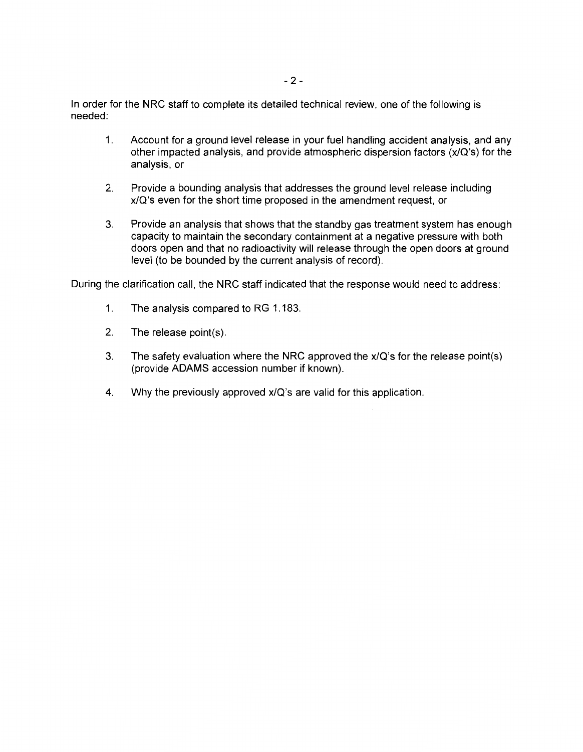In order for the NRC staff to complete its detailed technical review, one of the following is needed:

1. Account for a ground level release in your fuel handling accident analysis, and any other impacted analysis, and provide atmospheric dispersion factors (x/Q's) for the analysis, or

2. Provide a bounding analysis that addresses the ground level release including x/Q's even for the short time proposed in the amendment request, or

3. Provide an analysis that shows that the standby gas treatment system has enough capacity to maintain the secondary containment at a negative pressure with both doors open and that no radioactivity will release through the open doors at ground level (to be bounded by the current analysis of record).

During the clarification call, the NRC staff indicated that the response would need to address:

1. The analysis compared to RG 1.183.

2. The release point(s).

3. The safety evaluation where the NRC approved the x/Q's for the release point(s) (provide ADAMS accession number if known).

4. Why the previously approved x/Q's are valid for this application.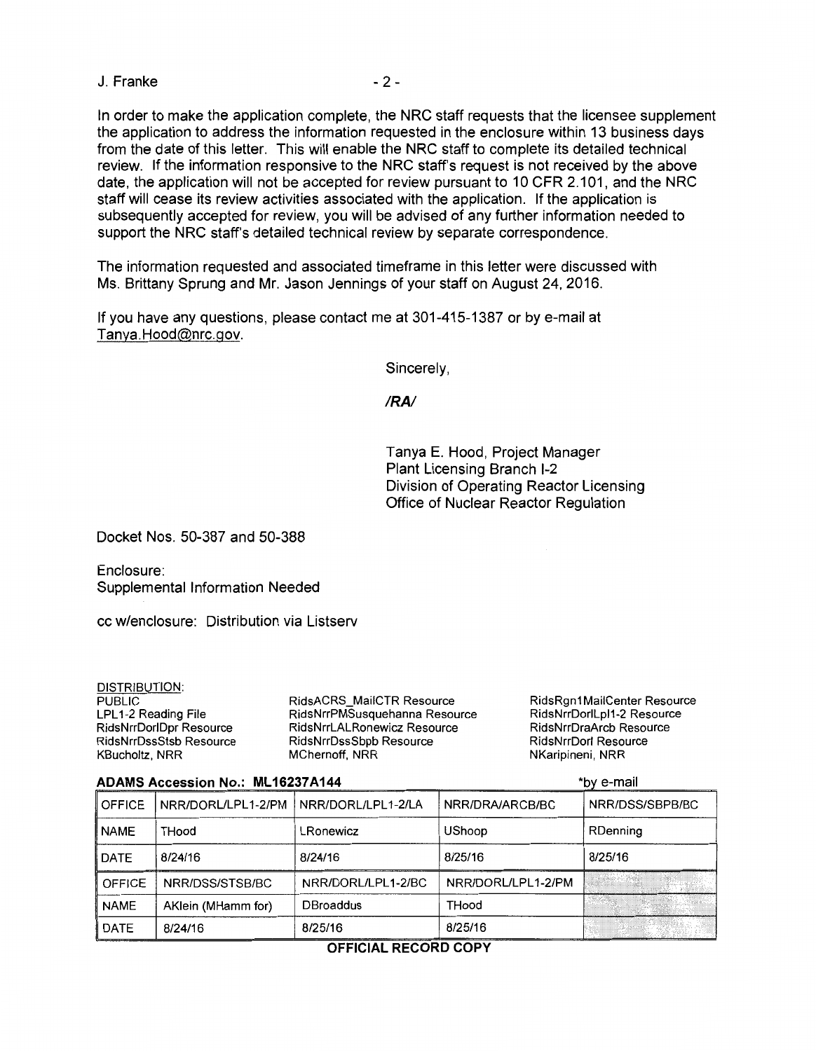In order to make the application complete, the NRC staff requests that the licensee supplement the application to address the information requested in the enclosure within 13 business days from the date of this letter. This will enable the NRC staff to complete its detailed technical review. If the information responsive to the NRC staff's request is not received by the above date, the application will not be accepted for review pursuant to 10 CFR 2.101, and the NRC staff will cease its review activities associated with the application. If the application is subsequently accepted for review, you will be advised of any further information needed to support the NRC staff's detailed technical review by separate correspondence.

The information requested and associated timeframe in this letter were discussed with Ms. Brittany Sprung and Mr. Jason Jennings of your staff on August 24, 2016.

If you have any questions, please contact me at 301-415-1387 or by e-mail at Tanya.Hood@nrc.gov.

Sincerely,

***/RA/***

Tanya E. Hood, Project Manager
Plant Licensing Branch I-2
Division of Operating Reactor Licensing
Office of Nuclear Reactor Regulation

Docket Nos. 50-387 and 50-388

Enclosure:
Supplemental Information Needed

cc w/enclosure: Distribution via Listserv

DISTRIBUTION:
PUBLIC
LPL1-2 Reading File
RidsNrrDorlDpr Resource
RidsNrrDssStsb Resource
KBucholtz, NRR
RidsACRS_MailCTR Resource
RidsNrrPMSusquehanna Resource
RidsNrrLALRonewicz Resource
RidsNrrDssSbpb Resource
MChernoff, NRR
RidsRgn1MailCenter Resource
RidsNrrDorlLpl1-2 Resource
RidsNrrDraArcb Resource
RidsNrrDorl Resource
NKaripineni, NRR

**ADAMS Accession No.: ML16237A144** *by e-mail

| OFFICE | NRR/DORL/LPL1-2/PM | NRR/DORL/LPL1-2/LA | NRR/DRA/ARCB/BC | NRR/DSS/SBPB/BC |
|---|---|---|---|---|
| NAME | THood | LRonewicz | UShoop | RDenning |
| DATE | 8/24/16 | 8/24/16 | 8/25/16 | 8/25/16 |
| OFFICE | NRR/DSS/STSB/BC | NRR/DORL/LPL1-2/BC | NRR/DORL/LPL1-2/PM | |
| NAME | AKlein (MHamm for) | DBroaddus | THood | |
| DATE | 8/24/16 | 8/25/16 | 8/25/16 | |

**OFFICIAL RECORD COPY**